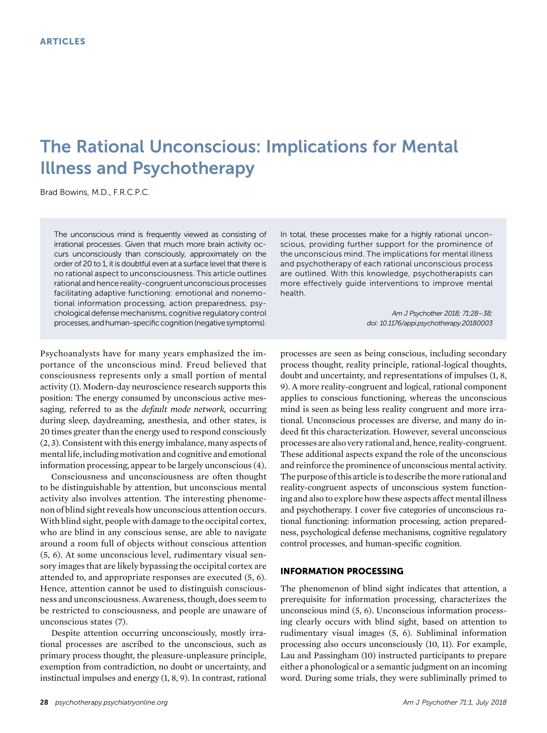ARTICLES

# The Rational Unconscious: Implications for Mental Illness and Psychotherapy

Brad Bowins, M.D., F.R.C.P.C.

The unconscious mind is frequently viewed as consisting of irrational processes. Given that much more brain activity occurs unconsciously than consciously, approximately on the order of 20 to 1, it is doubtful even at a surface level that there is no rational aspect to unconsciousness. This article outlines rational and hence reality-congruent unconscious processes facilitating adaptive functioning: emotional and nonemotional information processing, action preparedness, psychological defense mechanisms, cognitive regulatory control processes, and human-specific cognition (negative symptoms). In total, these processes make for a highly rational unconscious, providing further support for the prominence of the unconscious mind. The implications for mental illness and psychotherapy of each rational unconscious process are outlined. With this knowledge, psychotherapists can more effectively guide interventions to improve mental health.

*Am J Psychother 2018; 71:28–38; doi: 10.1176/appi.psychotherapy.20180003*

Psychoanalysts have for many years emphasized the importance of the unconscious mind. Freud believed that consciousness represents only a small portion of mental activity (1). Modern-day neuroscience research supports this position: The energy consumed by unconscious active messaging, referred to as the *default mode network,* occurring during sleep, daydreaming, anesthesia, and other states, is 20 times greater than the energy used to respond consciously (2, 3). Consistent with this energy imbalance, many aspects of mental life, including motivation and cognitive and emotional information processing, appear to be largely unconscious (4).

Consciousness and unconsciousness are often thought to be distinguishable by attention, but unconscious mental activity also involves attention. The interesting phenomenon of blind sight reveals how unconscious attention occurs. With blind sight, people with damage to the occipital cortex, who are blind in any conscious sense, are able to navigate around a room full of objects without conscious attention (5, 6). At some unconscious level, rudimentary visual sensory images that are likely bypassing the occipital cortex are attended to, and appropriate responses are executed (5, 6). Hence, attention cannot be used to distinguish consciousness and unconsciousness. Awareness, though, does seem to be restricted to consciousness, and people are unaware of unconscious states (7).

Despite attention occurring unconsciously, mostly irrational processes are ascribed to the unconscious, such as primary process thought, the pleasure-unpleasure principle, exemption from contradiction, no doubt or uncertainty, and instinctual impulses and energy (1, 8, 9). In contrast, rational processes are seen as being conscious, including secondary process thought, reality principle, rational-logical thoughts, doubt and uncertainty, and representations of impulses (1, 8, 9). A more reality-congruent and logical, rational component applies to conscious functioning, whereas the unconscious mind is seen as being less reality congruent and more irrational. Unconscious processes are diverse, and many do indeed fit this characterization. However, several unconscious processes are also very rational and, hence, reality-congruent. These additional aspects expand the role of the unconscious and reinforce the prominence of unconscious mental activity. The purpose of this article is to describe the more rational and reality-congruent aspects of unconscious system functioning and also to explore how these aspects affect mental illness and psychotherapy. I cover five categories of unconscious rational functioning: information processing, action preparedness, psychological defense mechanisms, cognitive regulatory control processes, and human-specific cognition.

## INFORMATION PROCESSING

The phenomenon of blind sight indicates that attention, a prerequisite for information processing, characterizes the unconscious mind (5, 6). Unconscious information processing clearly occurs with blind sight, based on attention to rudimentary visual images (5, 6). Subliminal information processing also occurs unconsciously (10, 11). For example, Lau and Passingham (10) instructed participants to prepare either a phonological or a semantic judgment on an incoming word. During some trials, they were subliminally primed to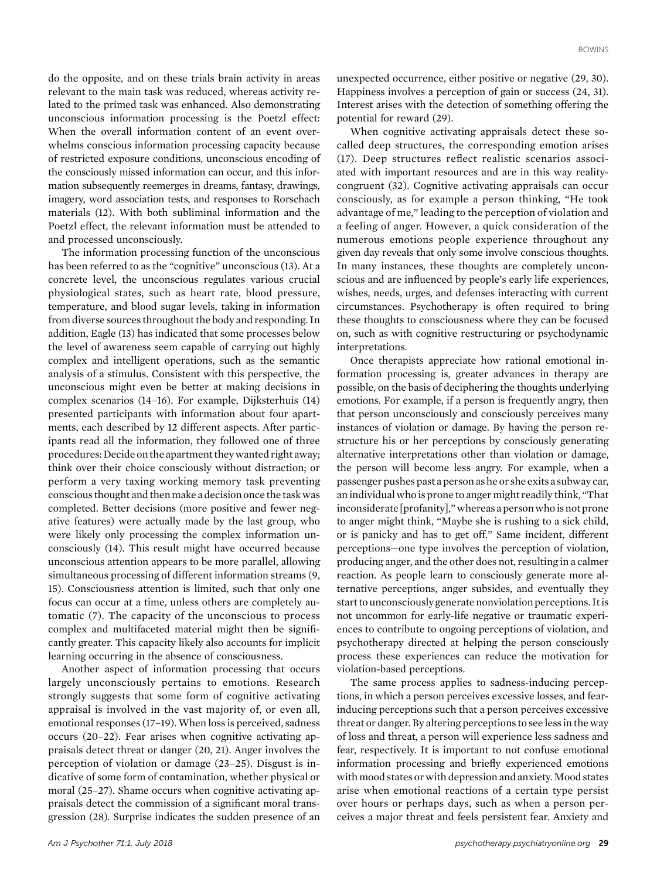do the opposite, and on these trials brain activity in areas relevant to the main task was reduced, whereas activity related to the primed task was enhanced. Also demonstrating unconscious information processing is the Poetzl effect: When the overall information content of an event overwhelms conscious information processing capacity because of restricted exposure conditions, unconscious encoding of the consciously missed information can occur, and this information subsequently reemerges in dreams, fantasy, drawings, imagery, word association tests, and responses to Rorschach materials (12). With both subliminal information and the Poetzl effect, the relevant information must be attended to and processed unconsciously.

The information processing function of the unconscious has been referred to as the "cognitive" unconscious (13). At a concrete level, the unconscious regulates various crucial physiological states, such as heart rate, blood pressure, temperature, and blood sugar levels, taking in information from diverse sources throughout the body and responding. In addition, Eagle (13) has indicated that some processes below the level of awareness seem capable of carrying out highly complex and intelligent operations, such as the semantic analysis of a stimulus. Consistent with this perspective, the unconscious might even be better at making decisions in complex scenarios (14–16). For example, Dijksterhuis (14) presented participants with information about four apartments, each described by 12 different aspects. After participants read all the information, they followed one of three procedures: Decide on the apartment they wanted right away; think over their choice consciously without distraction; or perform a very taxing working memory task preventing conscious thought and then make a decision once the task was completed. Better decisions (more positive and fewer negative features) were actually made by the last group, who were likely only processing the complex information unconsciously (14). This result might have occurred because unconscious attention appears to be more parallel, allowing simultaneous processing of different information streams (9, 15). Consciousness attention is limited, such that only one focus can occur at a time, unless others are completely automatic (7). The capacity of the unconscious to process complex and multifaceted material might then be significantly greater. This capacity likely also accounts for implicit learning occurring in the absence of consciousness.

Another aspect of information processing that occurs largely unconsciously pertains to emotions. Research strongly suggests that some form of cognitive activating appraisal is involved in the vast majority of, or even all, emotional responses (17–19). When loss is perceived, sadness occurs (20–22). Fear arises when cognitive activating appraisals detect threat or danger (20, 21). Anger involves the perception of violation or damage (23–25). Disgust is indicative of some form of contamination, whether physical or moral (25–27). Shame occurs when cognitive activating appraisals detect the commission of a significant moral transgression (28). Surprise indicates the sudden presence of an unexpected occurrence, either positive or negative (29, 30). Happiness involves a perception of gain or success (24, 31). Interest arises with the detection of something offering the potential for reward (29).

When cognitive activating appraisals detect these so-called deep structures, the corresponding emotion arises (17). Deep structures reflect realistic scenarios associated with important resources and are in this way reality-congruent (32). Cognitive activating appraisals can occur consciously, as for example a person thinking, "He took advantage of me," leading to the perception of violation and a feeling of anger. However, a quick consideration of the numerous emotions people experience throughout any given day reveals that only some involve conscious thoughts. In many instances, these thoughts are completely unconscious and are influenced by people's early life experiences, wishes, needs, urges, and defenses interacting with current circumstances. Psychotherapy is often required to bring these thoughts to consciousness where they can be focused on, such as with cognitive restructuring or psychodynamic interpretations.

Once therapists appreciate how rational emotional information processing is, greater advances in therapy are possible, on the basis of deciphering the thoughts underlying emotions. For example, if a person is frequently angry, then that person unconsciously and consciously perceives many instances of violation or damage. By having the person restructure his or her perceptions by consciously generating alternative interpretations other than violation or damage, the person will become less angry. For example, when a passenger pushes past a person as he or she exits a subway car, an individual who is prone to anger might readily think, "That inconsiderate [profanity]," whereas a person who is not prone to anger might think, "Maybe she is rushing to a sick child, or is panicky and has to get off." Same incident, different perceptions—one type involves the perception of violation, producing anger, and the other does not, resulting in a calmer reaction. As people learn to consciously generate more alternative perceptions, anger subsides, and eventually they start to unconsciously generate nonviolation perceptions. It is not uncommon for early-life negative or traumatic experiences to contribute to ongoing perceptions of violation, and psychotherapy directed at helping the person consciously process these experiences can reduce the motivation for violation-based perceptions.

The same process applies to sadness-inducing perceptions, in which a person perceives excessive losses, and fear-inducing perceptions such that a person perceives excessive threat or danger. By altering perceptions to see less in the way of loss and threat, a person will experience less sadness and fear, respectively. It is important to not confuse emotional information processing and briefly experienced emotions with mood states or with depression and anxiety. Mood states arise when emotional reactions of a certain type persist over hours or perhaps days, such as when a person perceives a major threat and feels persistent fear. Anxiety and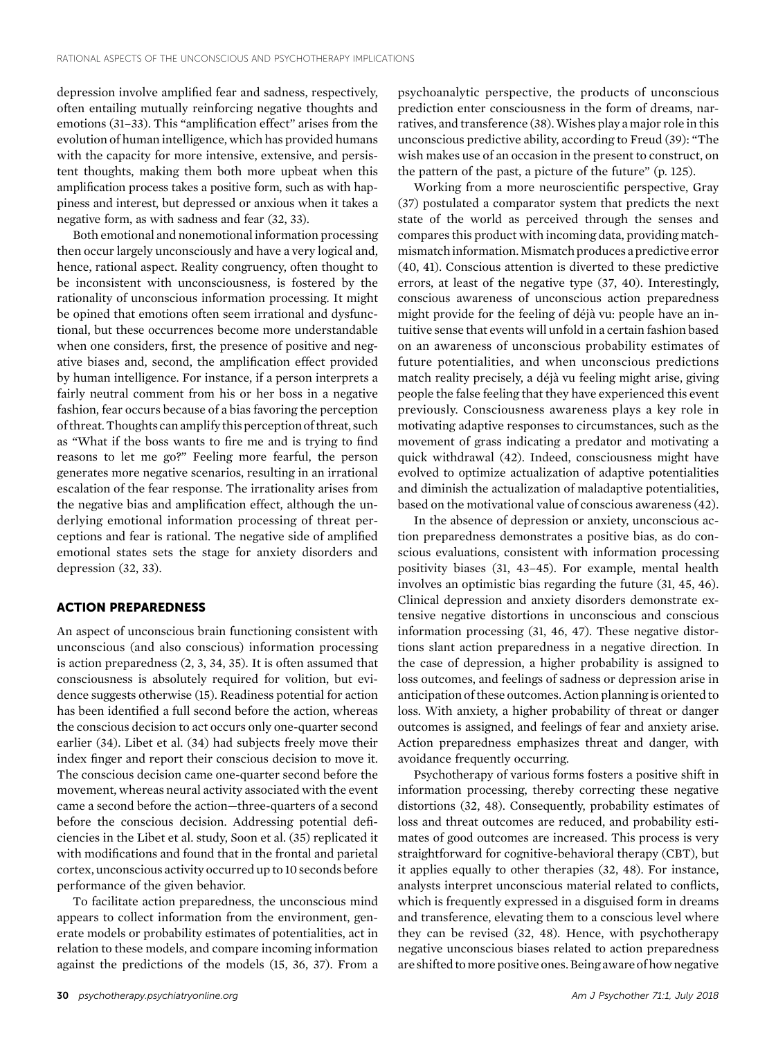depression involve amplified fear and sadness, respectively, often entailing mutually reinforcing negative thoughts and emotions (31–33). This "amplification effect" arises from the evolution of human intelligence, which has provided humans with the capacity for more intensive, extensive, and persistent thoughts, making them both more upbeat when this amplification process takes a positive form, such as with happiness and interest, but depressed or anxious when it takes a negative form, as with sadness and fear (32, 33).

Both emotional and nonemotional information processing then occur largely unconsciously and have a very logical and, hence, rational aspect. Reality congruency, often thought to be inconsistent with unconsciousness, is fostered by the rationality of unconscious information processing. It might be opined that emotions often seem irrational and dysfunctional, but these occurrences become more understandable when one considers, first, the presence of positive and negative biases and, second, the amplification effect provided by human intelligence. For instance, if a person interprets a fairly neutral comment from his or her boss in a negative fashion, fear occurs because of a bias favoring the perception of threat. Thoughts can amplify this perception of threat, such as "What if the boss wants to fire me and is trying to find reasons to let me go?" Feeling more fearful, the person generates more negative scenarios, resulting in an irrational escalation of the fear response. The irrationality arises from the negative bias and amplification effect, although the underlying emotional information processing of threat perceptions and fear is rational. The negative side of amplified emotional states sets the stage for anxiety disorders and depression (32, 33).

## ACTION PREPAREDNESS

An aspect of unconscious brain functioning consistent with unconscious (and also conscious) information processing is action preparedness (2, 3, 34, 35). It is often assumed that consciousness is absolutely required for volition, but evidence suggests otherwise (15). Readiness potential for action has been identified a full second before the action, whereas the conscious decision to act occurs only one-quarter second earlier (34). Libet et al. (34) had subjects freely move their index finger and report their conscious decision to move it. The conscious decision came one-quarter second before the movement, whereas neural activity associated with the event came a second before the action—three-quarters of a second before the conscious decision. Addressing potential deficiencies in the Libet et al. study, Soon et al. (35) replicated it with modifications and found that in the frontal and parietal cortex, unconscious activity occurred up to 10 seconds before performance of the given behavior.

To facilitate action preparedness, the unconscious mind appears to collect information from the environment, generate models or probability estimates of potentialities, act in relation to these models, and compare incoming information against the predictions of the models (15, 36, 37). From a psychoanalytic perspective, the products of unconscious prediction enter consciousness in the form of dreams, narratives, and transference (38). Wishes play a major role in this unconscious predictive ability, according to Freud (39): "The wish makes use of an occasion in the present to construct, on the pattern of the past, a picture of the future" (p. 125).

Working from a more neuroscientific perspective, Gray (37) postulated a comparator system that predicts the next state of the world as perceived through the senses and compares this product with incoming data, providing match-mismatch information. Mismatch produces a predictive error (40, 41). Conscious attention is diverted to these predictive errors, at least of the negative type (37, 40). Interestingly, conscious awareness of unconscious action preparedness might provide for the feeling of déjà vu: people have an intuitive sense that events will unfold in a certain fashion based on an awareness of unconscious probability estimates of future potentialities, and when unconscious predictions match reality precisely, a déjà vu feeling might arise, giving people the false feeling that they have experienced this event previously. Consciousness awareness plays a key role in motivating adaptive responses to circumstances, such as the movement of grass indicating a predator and motivating a quick withdrawal (42). Indeed, consciousness might have evolved to optimize actualization of adaptive potentialities and diminish the actualization of maladaptive potentialities, based on the motivational value of conscious awareness (42).

In the absence of depression or anxiety, unconscious action preparedness demonstrates a positive bias, as do conscious evaluations, consistent with information processing positivity biases (31, 43–45). For example, mental health involves an optimistic bias regarding the future (31, 45, 46). Clinical depression and anxiety disorders demonstrate extensive negative distortions in unconscious and conscious information processing (31, 46, 47). These negative distortions slant action preparedness in a negative direction. In the case of depression, a higher probability is assigned to loss outcomes, and feelings of sadness or depression arise in anticipation of these outcomes. Action planning is oriented to loss. With anxiety, a higher probability of threat or danger outcomes is assigned, and feelings of fear and anxiety arise. Action preparedness emphasizes threat and danger, with avoidance frequently occurring.

Psychotherapy of various forms fosters a positive shift in information processing, thereby correcting these negative distortions (32, 48). Consequently, probability estimates of loss and threat outcomes are reduced, and probability estimates of good outcomes are increased. This process is very straightforward for cognitive-behavioral therapy (CBT), but it applies equally to other therapies (32, 48). For instance, analysts interpret unconscious material related to conflicts, which is frequently expressed in a disguised form in dreams and transference, elevating them to a conscious level where they can be revised (32, 48). Hence, with psychotherapy negative unconscious biases related to action preparedness are shifted to more positive ones. Being aware of how negative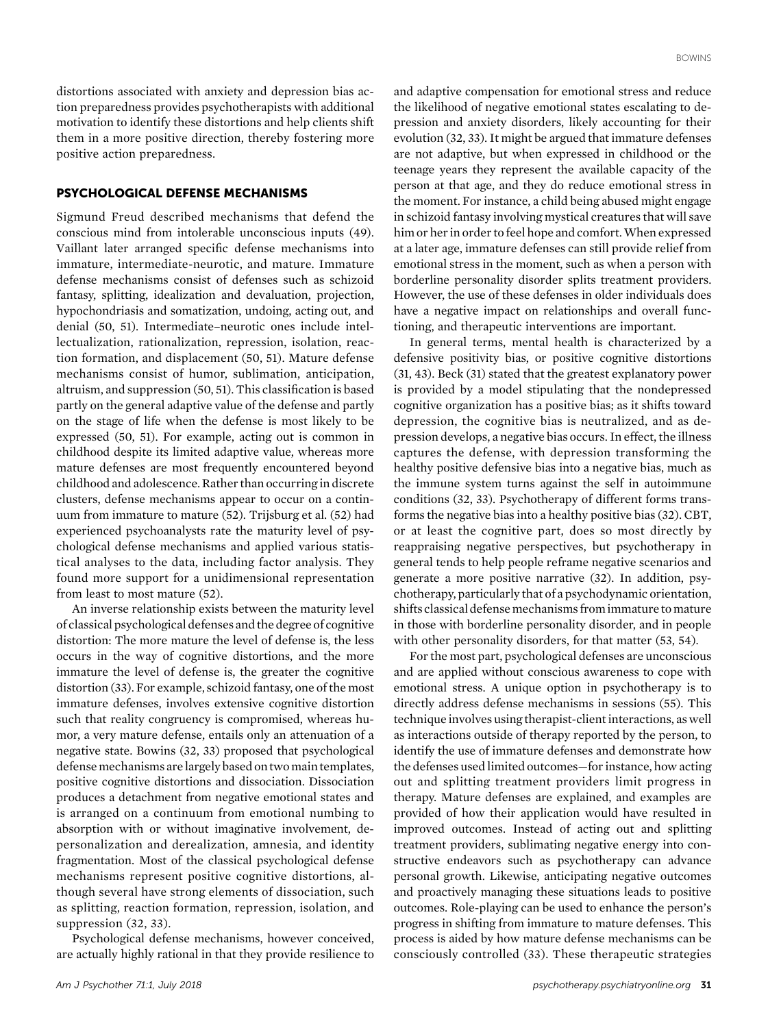distortions associated with anxiety and depression bias action preparedness provides psychotherapists with additional motivation to identify these distortions and help clients shift them in a more positive direction, thereby fostering more positive action preparedness.

## PSYCHOLOGICAL DEFENSE MECHANISMS

Sigmund Freud described mechanisms that defend the conscious mind from intolerable unconscious inputs (49). Vaillant later arranged specific defense mechanisms into immature, intermediate-neurotic, and mature. Immature defense mechanisms consist of defenses such as schizoid fantasy, splitting, idealization and devaluation, projection, hypochondriasis and somatization, undoing, acting out, and denial (50, 51). Intermediate–neurotic ones include intellectualization, rationalization, repression, isolation, reaction formation, and displacement (50, 51). Mature defense mechanisms consist of humor, sublimation, anticipation, altruism, and suppression (50, 51). This classification is based partly on the general adaptive value of the defense and partly on the stage of life when the defense is most likely to be expressed (50, 51). For example, acting out is common in childhood despite its limited adaptive value, whereas more mature defenses are most frequently encountered beyond childhood and adolescence. Rather than occurring in discrete clusters, defense mechanisms appear to occur on a continuum from immature to mature (52). Trijsburg et al. (52) had experienced psychoanalysts rate the maturity level of psychological defense mechanisms and applied various statistical analyses to the data, including factor analysis. They found more support for a unidimensional representation from least to most mature (52).

An inverse relationship exists between the maturity level of classical psychological defenses and the degree of cognitive distortion: The more mature the level of defense is, the less occurs in the way of cognitive distortions, and the more immature the level of defense is, the greater the cognitive distortion (33). For example, schizoid fantasy, one of the most immature defenses, involves extensive cognitive distortion such that reality congruency is compromised, whereas humor, a very mature defense, entails only an attenuation of a negative state. Bowins (32, 33) proposed that psychological defense mechanisms are largely based on two main templates, positive cognitive distortions and dissociation. Dissociation produces a detachment from negative emotional states and is arranged on a continuum from emotional numbing to absorption with or without imaginative involvement, depersonalization and derealization, amnesia, and identity fragmentation. Most of the classical psychological defense mechanisms represent positive cognitive distortions, although several have strong elements of dissociation, such as splitting, reaction formation, repression, isolation, and suppression (32, 33).

Psychological defense mechanisms, however conceived, are actually highly rational in that they provide resilience to and adaptive compensation for emotional stress and reduce the likelihood of negative emotional states escalating to depression and anxiety disorders, likely accounting for their evolution (32, 33). It might be argued that immature defenses are not adaptive, but when expressed in childhood or the teenage years they represent the available capacity of the person at that age, and they do reduce emotional stress in the moment. For instance, a child being abused might engage in schizoid fantasy involving mystical creatures that will save him or her in order to feel hope and comfort. When expressed at a later age, immature defenses can still provide relief from emotional stress in the moment, such as when a person with borderline personality disorder splits treatment providers. However, the use of these defenses in older individuals does have a negative impact on relationships and overall functioning, and therapeutic interventions are important.

In general terms, mental health is characterized by a defensive positivity bias, or positive cognitive distortions (31, 43). Beck (31) stated that the greatest explanatory power is provided by a model stipulating that the nondepressed cognitive organization has a positive bias; as it shifts toward depression, the cognitive bias is neutralized, and as depression develops, a negative bias occurs. In effect, the illness captures the defense, with depression transforming the healthy positive defensive bias into a negative bias, much as the immune system turns against the self in autoimmune conditions (32, 33). Psychotherapy of different forms transforms the negative bias into a healthy positive bias (32). CBT, or at least the cognitive part, does so most directly by reappraising negative perspectives, but psychotherapy in general tends to help people reframe negative scenarios and generate a more positive narrative (32). In addition, psychotherapy, particularly that of a psychodynamic orientation, shifts classical defense mechanisms from immature to mature in those with borderline personality disorder, and in people with other personality disorders, for that matter (53, 54).

For the most part, psychological defenses are unconscious and are applied without conscious awareness to cope with emotional stress. A unique option in psychotherapy is to directly address defense mechanisms in sessions (55). This technique involves using therapist-client interactions, as well as interactions outside of therapy reported by the person, to identify the use of immature defenses and demonstrate how the defenses used limited outcomes—for instance, how acting out and splitting treatment providers limit progress in therapy. Mature defenses are explained, and examples are provided of how their application would have resulted in improved outcomes. Instead of acting out and splitting treatment providers, sublimating negative energy into constructive endeavors such as psychotherapy can advance personal growth. Likewise, anticipating negative outcomes and proactively managing these situations leads to positive outcomes. Role-playing can be used to enhance the person's progress in shifting from immature to mature defenses. This process is aided by how mature defense mechanisms can be consciously controlled (33). These therapeutic strategies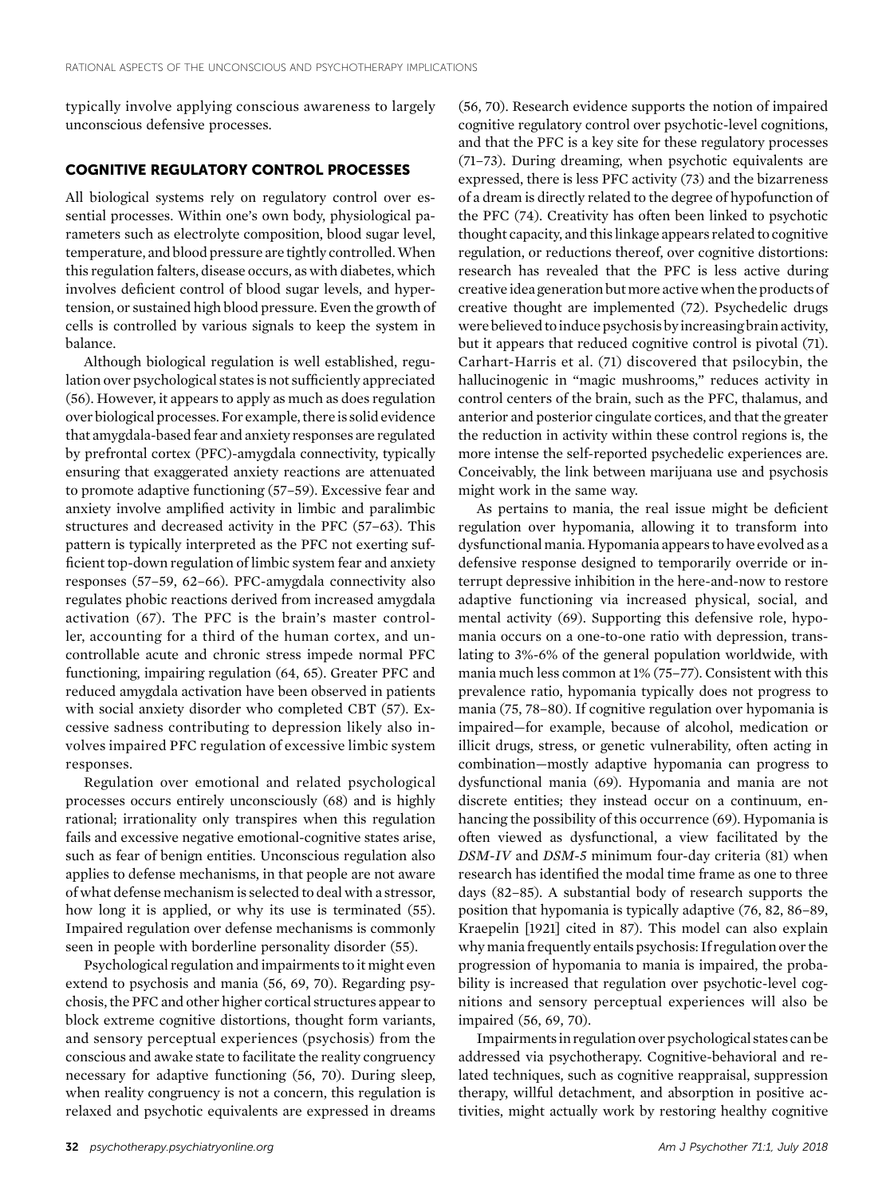typically involve applying conscious awareness to largely unconscious defensive processes.

## COGNITIVE REGULATORY CONTROL PROCESSES

All biological systems rely on regulatory control over essential processes. Within one's own body, physiological parameters such as electrolyte composition, blood sugar level, temperature, and blood pressure are tightly controlled. When this regulation falters, disease occurs, as with diabetes, which involves deficient control of blood sugar levels, and hypertension, or sustained high blood pressure. Even the growth of cells is controlled by various signals to keep the system in balance.

Although biological regulation is well established, regulation over psychological states is not sufficiently appreciated (56). However, it appears to apply as much as does regulation over biological processes. For example, there is solid evidence that amygdala-based fear and anxiety responses are regulated by prefrontal cortex (PFC)-amygdala connectivity, typically ensuring that exaggerated anxiety reactions are attenuated to promote adaptive functioning (57–59). Excessive fear and anxiety involve amplified activity in limbic and paralimbic structures and decreased activity in the PFC (57–63). This pattern is typically interpreted as the PFC not exerting sufficient top-down regulation of limbic system fear and anxiety responses (57–59, 62–66). PFC-amygdala connectivity also regulates phobic reactions derived from increased amygdala activation (67). The PFC is the brain's master controller, accounting for a third of the human cortex, and uncontrollable acute and chronic stress impede normal PFC functioning, impairing regulation (64, 65). Greater PFC and reduced amygdala activation have been observed in patients with social anxiety disorder who completed CBT (57). Excessive sadness contributing to depression likely also involves impaired PFC regulation of excessive limbic system responses.

Regulation over emotional and related psychological processes occurs entirely unconsciously (68) and is highly rational; irrationality only transpires when this regulation fails and excessive negative emotional-cognitive states arise, such as fear of benign entities. Unconscious regulation also applies to defense mechanisms, in that people are not aware of what defense mechanism is selected to deal with a stressor, how long it is applied, or why its use is terminated (55). Impaired regulation over defense mechanisms is commonly seen in people with borderline personality disorder (55).

Psychological regulation and impairments to it might even extend to psychosis and mania (56, 69, 70). Regarding psychosis, the PFC and other higher cortical structures appear to block extreme cognitive distortions, thought form variants, and sensory perceptual experiences (psychosis) from the conscious and awake state to facilitate the reality congruency necessary for adaptive functioning (56, 70). During sleep, when reality congruency is not a concern, this regulation is relaxed and psychotic equivalents are expressed in dreams (56, 70). Research evidence supports the notion of impaired cognitive regulatory control over psychotic-level cognitions, and that the PFC is a key site for these regulatory processes (71–73). During dreaming, when psychotic equivalents are expressed, there is less PFC activity (73) and the bizarreness of a dream is directly related to the degree of hypofunction of the PFC (74). Creativity has often been linked to psychotic thought capacity, and this linkage appears related to cognitive regulation, or reductions thereof, over cognitive distortions: research has revealed that the PFC is less active during creative idea generation but more active when the products of creative thought are implemented (72). Psychedelic drugs were believed to induce psychosis by increasing brain activity, but it appears that reduced cognitive control is pivotal (71). Carhart-Harris et al. (71) discovered that psilocybin, the hallucinogenic in "magic mushrooms," reduces activity in control centers of the brain, such as the PFC, thalamus, and anterior and posterior cingulate cortices, and that the greater the reduction in activity within these control regions is, the more intense the self-reported psychedelic experiences are. Conceivably, the link between marijuana use and psychosis might work in the same way.

As pertains to mania, the real issue might be deficient regulation over hypomania, allowing it to transform into dysfunctional mania. Hypomania appears to have evolved as a defensive response designed to temporarily override or interrupt depressive inhibition in the here-and-now to restore adaptive functioning via increased physical, social, and mental activity (69). Supporting this defensive role, hypomania occurs on a one-to-one ratio with depression, translating to 3%-6% of the general population worldwide, with mania much less common at 1% (75–77). Consistent with this prevalence ratio, hypomania typically does not progress to mania (75, 78–80). If cognitive regulation over hypomania is impaired—for example, because of alcohol, medication or illicit drugs, stress, or genetic vulnerability, often acting in combination—mostly adaptive hypomania can progress to dysfunctional mania (69). Hypomania and mania are not discrete entities; they instead occur on a continuum, enhancing the possibility of this occurrence (69). Hypomania is often viewed as dysfunctional, a view facilitated by the *DSM-IV* and *DSM-5* minimum four-day criteria (81) when research has identified the modal time frame as one to three days (82–85). A substantial body of research supports the position that hypomania is typically adaptive (76, 82, 86–89, Kraepelin [1921] cited in 87). This model can also explain why mania frequently entails psychosis: If regulation over the progression of hypomania to mania is impaired, the probability is increased that regulation over psychotic-level cognitions and sensory perceptual experiences will also be impaired (56, 69, 70).

Impairments in regulation over psychological states can be addressed via psychotherapy. Cognitive-behavioral and related techniques, such as cognitive reappraisal, suppression therapy, willful detachment, and absorption in positive activities, might actually work by restoring healthy cognitive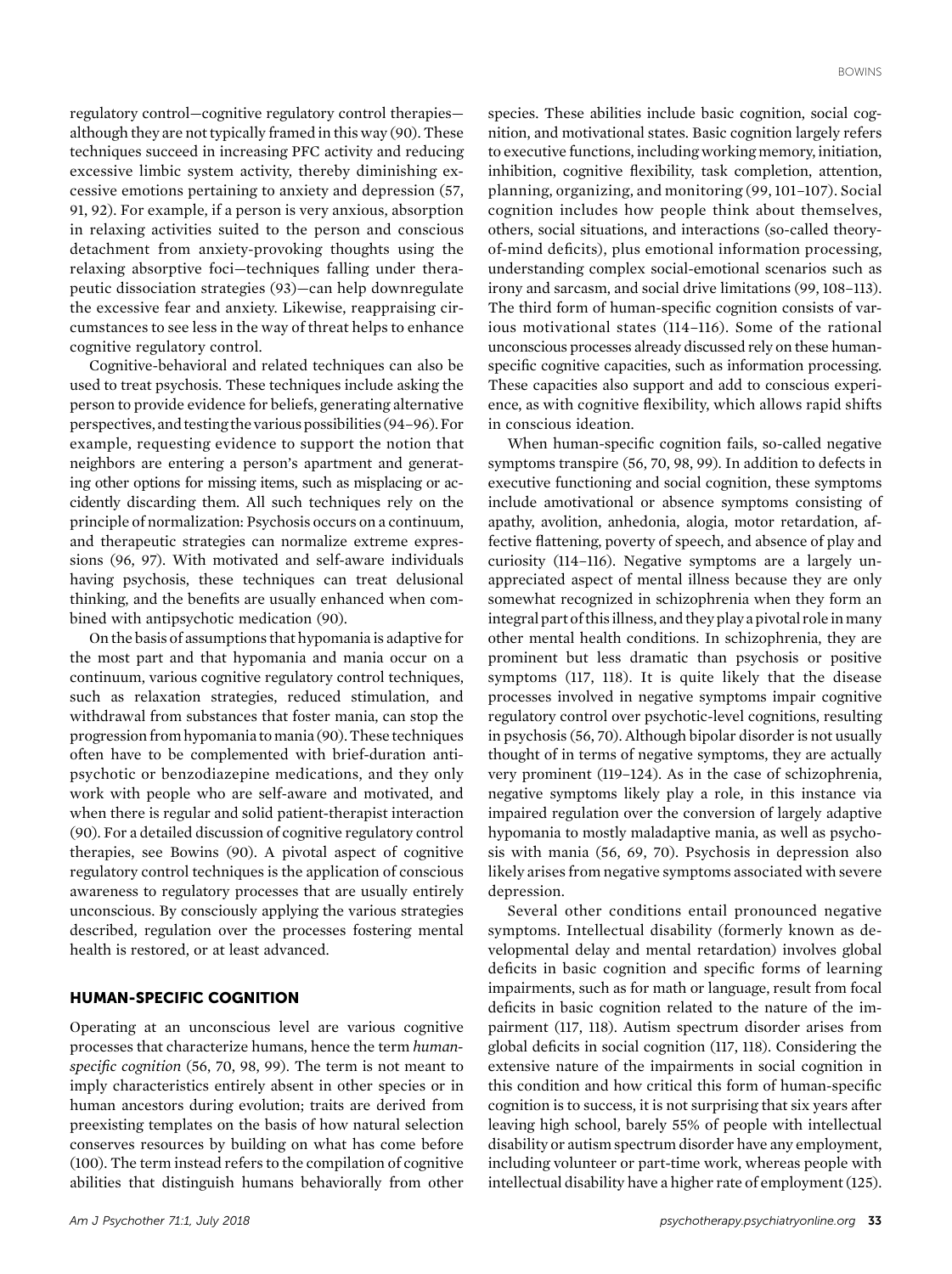regulatory control—cognitive regulatory control therapies—although they are not typically framed in this way (90). These techniques succeed in increasing PFC activity and reducing excessive limbic system activity, thereby diminishing excessive emotions pertaining to anxiety and depression (57, 91, 92). For example, if a person is very anxious, absorption in relaxing activities suited to the person and conscious detachment from anxiety-provoking thoughts using the relaxing absorptive foci—techniques falling under therapeutic dissociation strategies (93)—can help downregulate the excessive fear and anxiety. Likewise, reappraising circumstances to see less in the way of threat helps to enhance cognitive regulatory control.

Cognitive-behavioral and related techniques can also be used to treat psychosis. These techniques include asking the person to provide evidence for beliefs, generating alternative perspectives, and testing the various possibilities (94–96). For example, requesting evidence to support the notion that neighbors are entering a person's apartment and generating other options for missing items, such as misplacing or accidently discarding them. All such techniques rely on the principle of normalization: Psychosis occurs on a continuum, and therapeutic strategies can normalize extreme expressions (96, 97). With motivated and self-aware individuals having psychosis, these techniques can treat delusional thinking, and the benefits are usually enhanced when combined with antipsychotic medication (90).

On the basis of assumptions that hypomania is adaptive for the most part and that hypomania and mania occur on a continuum, various cognitive regulatory control techniques, such as relaxation strategies, reduced stimulation, and withdrawal from substances that foster mania, can stop the progression from hypomania to mania (90). These techniques often have to be complemented with brief-duration antipsychotic or benzodiazepine medications, and they only work with people who are self-aware and motivated, and when there is regular and solid patient-therapist interaction (90). For a detailed discussion of cognitive regulatory control therapies, see Bowins (90). A pivotal aspect of cognitive regulatory control techniques is the application of conscious awareness to regulatory processes that are usually entirely unconscious. By consciously applying the various strategies described, regulation over the processes fostering mental health is restored, or at least advanced.

## HUMAN-SPECIFIC COGNITION

Operating at an unconscious level are various cognitive processes that characterize humans, hence the term *human-specific cognition* (56, 70, 98, 99). The term is not meant to imply characteristics entirely absent in other species or in human ancestors during evolution; traits are derived from preexisting templates on the basis of how natural selection conserves resources by building on what has come before (100). The term instead refers to the compilation of cognitive abilities that distinguish humans behaviorally from other species. These abilities include basic cognition, social cognition, and motivational states. Basic cognition largely refers to executive functions, including working memory, initiation, inhibition, cognitive flexibility, task completion, attention, planning, organizing, and monitoring (99, 101–107). Social cognition includes how people think about themselves, others, social situations, and interactions (so-called theory-of-mind deficits), plus emotional information processing, understanding complex social-emotional scenarios such as irony and sarcasm, and social drive limitations (99, 108–113). The third form of human-specific cognition consists of various motivational states (114–116). Some of the rational unconscious processes already discussed rely on these human-specific cognitive capacities, such as information processing. These capacities also support and add to conscious experience, as with cognitive flexibility, which allows rapid shifts in conscious ideation.

When human-specific cognition fails, so-called negative symptoms transpire (56, 70, 98, 99). In addition to defects in executive functioning and social cognition, these symptoms include amotivational or absence symptoms consisting of apathy, avolition, anhedonia, alogia, motor retardation, affective flattening, poverty of speech, and absence of play and curiosity (114–116). Negative symptoms are a largely unappreciated aspect of mental illness because they are only somewhat recognized in schizophrenia when they form an integral part of this illness, and they play a pivotal role in many other mental health conditions. In schizophrenia, they are prominent but less dramatic than psychosis or positive symptoms (117, 118). It is quite likely that the disease processes involved in negative symptoms impair cognitive regulatory control over psychotic-level cognitions, resulting in psychosis (56, 70). Although bipolar disorder is not usually thought of in terms of negative symptoms, they are actually very prominent (119–124). As in the case of schizophrenia, negative symptoms likely play a role, in this instance via impaired regulation over the conversion of largely adaptive hypomania to mostly maladaptive mania, as well as psychosis with mania (56, 69, 70). Psychosis in depression also likely arises from negative symptoms associated with severe depression.

Several other conditions entail pronounced negative symptoms. Intellectual disability (formerly known as developmental delay and mental retardation) involves global deficits in basic cognition and specific forms of learning impairments, such as for math or language, result from focal deficits in basic cognition related to the nature of the impairment (117, 118). Autism spectrum disorder arises from global deficits in social cognition (117, 118). Considering the extensive nature of the impairments in social cognition in this condition and how critical this form of human-specific cognition is to success, it is not surprising that six years after leaving high school, barely 55% of people with intellectual disability or autism spectrum disorder have any employment, including volunteer or part-time work, whereas people with intellectual disability have a higher rate of employment (125).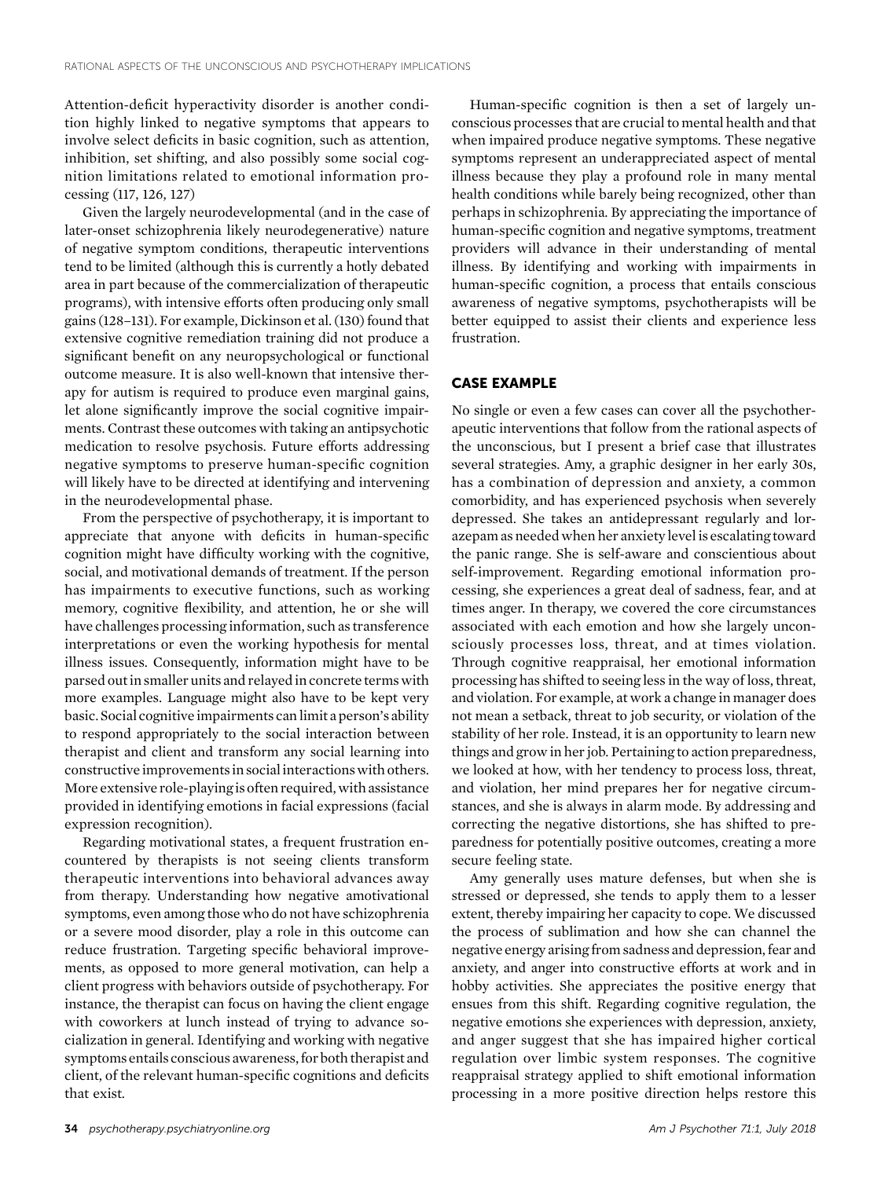Attention-deficit hyperactivity disorder is another condition highly linked to negative symptoms that appears to involve select deficits in basic cognition, such as attention, inhibition, set shifting, and also possibly some social cognition limitations related to emotional information processing (117, 126, 127)

Given the largely neurodevelopmental (and in the case of later-onset schizophrenia likely neurodegenerative) nature of negative symptom conditions, therapeutic interventions tend to be limited (although this is currently a hotly debated area in part because of the commercialization of therapeutic programs), with intensive efforts often producing only small gains (128–131). For example, Dickinson et al. (130) found that extensive cognitive remediation training did not produce a significant benefit on any neuropsychological or functional outcome measure. It is also well-known that intensive therapy for autism is required to produce even marginal gains, let alone significantly improve the social cognitive impairments. Contrast these outcomes with taking an antipsychotic medication to resolve psychosis. Future efforts addressing negative symptoms to preserve human-specific cognition will likely have to be directed at identifying and intervening in the neurodevelopmental phase.

From the perspective of psychotherapy, it is important to appreciate that anyone with deficits in human-specific cognition might have difficulty working with the cognitive, social, and motivational demands of treatment. If the person has impairments to executive functions, such as working memory, cognitive flexibility, and attention, he or she will have challenges processing information, such as transference interpretations or even the working hypothesis for mental illness issues. Consequently, information might have to be parsed out in smaller units and relayed in concrete terms with more examples. Language might also have to be kept very basic. Social cognitive impairments can limit a person's ability to respond appropriately to the social interaction between therapist and client and transform any social learning into constructive improvements in social interactions with others. More extensive role-playing is often required, with assistance provided in identifying emotions in facial expressions (facial expression recognition).

Regarding motivational states, a frequent frustration encountered by therapists is not seeing clients transform therapeutic interventions into behavioral advances away from therapy. Understanding how negative amotivational symptoms, even among those who do not have schizophrenia or a severe mood disorder, play a role in this outcome can reduce frustration. Targeting specific behavioral improvements, as opposed to more general motivation, can help a client progress with behaviors outside of psychotherapy. For instance, the therapist can focus on having the client engage with coworkers at lunch instead of trying to advance socialization in general. Identifying and working with negative symptoms entails conscious awareness, for both therapist and client, of the relevant human-specific cognitions and deficits that exist.

Human-specific cognition is then a set of largely unconscious processes that are crucial to mental health and that when impaired produce negative symptoms. These negative symptoms represent an underappreciated aspect of mental illness because they play a profound role in many mental health conditions while barely being recognized, other than perhaps in schizophrenia. By appreciating the importance of human-specific cognition and negative symptoms, treatment providers will advance in their understanding of mental illness. By identifying and working with impairments in human-specific cognition, a process that entails conscious awareness of negative symptoms, psychotherapists will be better equipped to assist their clients and experience less frustration.

## CASE EXAMPLE

No single or even a few cases can cover all the psychotherapeutic interventions that follow from the rational aspects of the unconscious, but I present a brief case that illustrates several strategies. Amy, a graphic designer in her early 30s, has a combination of depression and anxiety, a common comorbidity, and has experienced psychosis when severely depressed. She takes an antidepressant regularly and lorazepam as needed when her anxiety level is escalating toward the panic range. She is self-aware and conscientious about self-improvement. Regarding emotional information processing, she experiences a great deal of sadness, fear, and at times anger. In therapy, we covered the core circumstances associated with each emotion and how she largely unconsciously processes loss, threat, and at times violation. Through cognitive reappraisal, her emotional information processing has shifted to seeing less in the way of loss, threat, and violation. For example, at work a change in manager does not mean a setback, threat to job security, or violation of the stability of her role. Instead, it is an opportunity to learn new things and grow in her job. Pertaining to action preparedness, we looked at how, with her tendency to process loss, threat, and violation, her mind prepares her for negative circumstances, and she is always in alarm mode. By addressing and correcting the negative distortions, she has shifted to preparedness for potentially positive outcomes, creating a more secure feeling state.

Amy generally uses mature defenses, but when she is stressed or depressed, she tends to apply them to a lesser extent, thereby impairing her capacity to cope. We discussed the process of sublimation and how she can channel the negative energy arising from sadness and depression, fear and anxiety, and anger into constructive efforts at work and in hobby activities. She appreciates the positive energy that ensues from this shift. Regarding cognitive regulation, the negative emotions she experiences with depression, anxiety, and anger suggest that she has impaired higher cortical regulation over limbic system responses. The cognitive reappraisal strategy applied to shift emotional information processing in a more positive direction helps restore this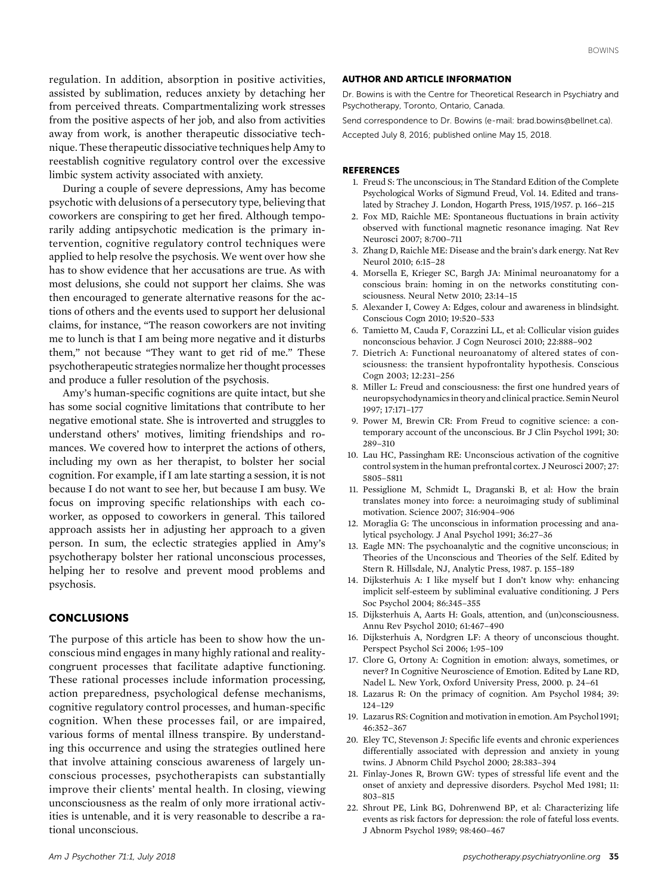regulation. In addition, absorption in positive activities, assisted by sublimation, reduces anxiety by detaching her from perceived threats. Compartmentalizing work stresses from the positive aspects of her job, and also from activities away from work, is another therapeutic dissociative technique. These therapeutic dissociative techniques help Amy to reestablish cognitive regulatory control over the excessive limbic system activity associated with anxiety.

During a couple of severe depressions, Amy has become psychotic with delusions of a persecutory type, believing that coworkers are conspiring to get her fired. Although temporarily adding antipsychotic medication is the primary intervention, cognitive regulatory control techniques were applied to help resolve the psychosis. We went over how she has to show evidence that her accusations are true. As with most delusions, she could not support her claims. She was then encouraged to generate alternative reasons for the actions of others and the events used to support her delusional claims, for instance, "The reason coworkers are not inviting me to lunch is that I am being more negative and it disturbs them," not because "They want to get rid of me." These psychotherapeutic strategies normalize her thought processes and produce a fuller resolution of the psychosis.

Amy's human-specific cognitions are quite intact, but she has some social cognitive limitations that contribute to her negative emotional state. She is introverted and struggles to understand others' motives, limiting friendships and romances. We covered how to interpret the actions of others, including my own as her therapist, to bolster her social cognition. For example, if I am late starting a session, it is not because I do not want to see her, but because I am busy. We focus on improving specific relationships with each coworker, as opposed to coworkers in general. This tailored approach assists her in adjusting her approach to a given person. In sum, the eclectic strategies applied in Amy's psychotherapy bolster her rational unconscious processes, helping her to resolve and prevent mood problems and psychosis.

## CONCLUSIONS

The purpose of this article has been to show how the unconscious mind engages in many highly rational and reality-congruent processes that facilitate adaptive functioning. These rational processes include information processing, action preparedness, psychological defense mechanisms, cognitive regulatory control processes, and human-specific cognition. When these processes fail, or are impaired, various forms of mental illness transpire. By understanding this occurrence and using the strategies outlined here that involve attaining conscious awareness of largely unconscious processes, psychotherapists can substantially improve their clients' mental health. In closing, viewing unconsciousness as the realm of only more irrational activities is untenable, and it is very reasonable to describe a rational unconscious.

### AUTHOR AND ARTICLE INFORMATION

Dr. Bowins is with the Centre for Theoretical Research in Psychiatry and Psychotherapy, Toronto, Ontario, Canada.

Send correspondence to Dr. Bowins (e-mail: brad.bowins@bellnet.ca).

Accepted July 8, 2016; published online May 15, 2018.

### REFERENCES

1. Freud S: The unconscious; in The Standard Edition of the Complete Psychological Works of Sigmund Freud, Vol. 14. Edited and translated by Strachey J. London, Hogarth Press, 1915/1957. p. 166–215
2. Fox MD, Raichle ME: Spontaneous fluctuations in brain activity observed with functional magnetic resonance imaging. Nat Rev Neurosci 2007; 8:700–711
3. Zhang D, Raichle ME: Disease and the brain's dark energy. Nat Rev Neurol 2010; 6:15–28
4. Morsella E, Krieger SC, Bargh JA: Minimal neuroanatomy for a conscious brain: homing in on the networks constituting consciousness. Neural Netw 2010; 23:14–15
5. Alexander I, Cowey A: Edges, colour and awareness in blindsight. Conscious Cogn 2010; 19:520–533
6. Tamietto M, Cauda F, Corazzini LL, et al: Collicular vision guides nonconscious behavior. J Cogn Neurosci 2010; 22:888–902
7. Dietrich A: Functional neuroanatomy of altered states of consciousness: the transient hypofrontality hypothesis. Conscious Cogn 2003; 12:231–256
8. Miller L: Freud and consciousness: the first one hundred years of neuropsychodynamics in theory and clinical practice. Semin Neurol 1997; 17:171–177
9. Power M, Brewin CR: From Freud to cognitive science: a contemporary account of the unconscious. Br J Clin Psychol 1991; 30: 289–310
10. Lau HC, Passingham RE: Unconscious activation of the cognitive control system in the human prefrontal cortex. J Neurosci 2007; 27: 5805–5811
11. Pessiglione M, Schmidt L, Draganski B, et al: How the brain translates money into force: a neuroimaging study of subliminal motivation. Science 2007; 316:904–906
12. Moraglia G: The unconscious in information processing and analytical psychology. J Anal Psychol 1991; 36:27–36
13. Eagle MN: The psychoanalytic and the cognitive unconscious; in Theories of the Unconscious and Theories of the Self. Edited by Stern R. Hillsdale, NJ, Analytic Press, 1987. p. 155–189
14. Dijksterhuis A: I like myself but I don't know why: enhancing implicit self-esteem by subliminal evaluative conditioning. J Pers Soc Psychol 2004; 86:345–355
15. Dijksterhuis A, Aarts H: Goals, attention, and (un)consciousness. Annu Rev Psychol 2010; 61:467–490
16. Dijksterhuis A, Nordgren LF: A theory of unconscious thought. Perspect Psychol Sci 2006; 1:95–109
17. Clore G, Ortony A: Cognition in emotion: always, sometimes, or never? In Cognitive Neuroscience of Emotion. Edited by Lane RD, Nadel L. New York, Oxford University Press, 2000. p. 24–61
18. Lazarus R: On the primacy of cognition. Am Psychol 1984; 39: 124–129
19. Lazarus RS: Cognition and motivation in emotion. Am Psychol 1991; 46:352–367
20. Eley TC, Stevenson J: Specific life events and chronic experiences differentially associated with depression and anxiety in young twins. J Abnorm Child Psychol 2000; 28:383–394
21. Finlay-Jones R, Brown GW: types of stressful life event and the onset of anxiety and depressive disorders. Psychol Med 1981; 11: 803–815
22. Shrout PE, Link BG, Dohrenwend BP, et al: Characterizing life events as risk factors for depression: the role of fateful loss events. J Abnorm Psychol 1989; 98:460–467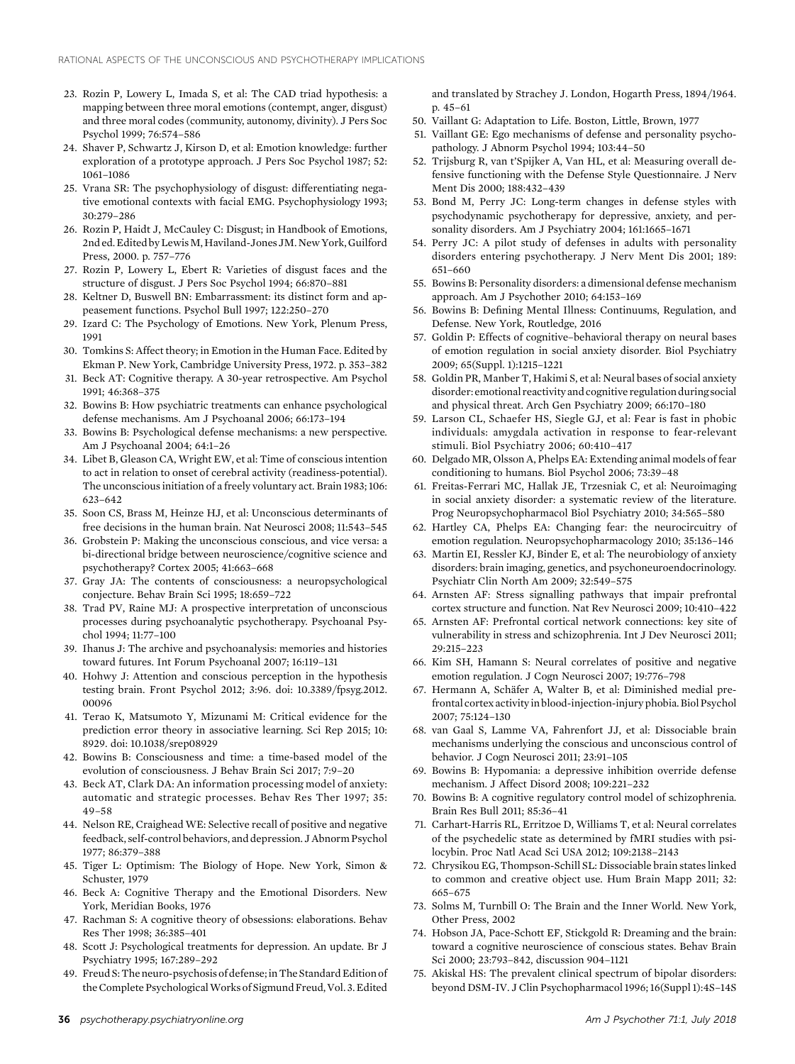23. Rozin P, Lowery L, Imada S, et al: The CAD triad hypothesis: a mapping between three moral emotions (contempt, anger, disgust) and three moral codes (community, autonomy, divinity). J Pers Soc Psychol 1999; 76:574–586
24. Shaver P, Schwartz J, Kirson D, et al: Emotion knowledge: further exploration of a prototype approach. J Pers Soc Psychol 1987; 52: 1061–1086
25. Vrana SR: The psychophysiology of disgust: differentiating negative emotional contexts with facial EMG. Psychophysiology 1993; 30:279–286
26. Rozin P, Haidt J, McCauley C: Disgust; in Handbook of Emotions, 2nd ed. Edited by Lewis M, Haviland-Jones JM. New York, Guilford Press, 2000. p. 757–776
27. Rozin P, Lowery L, Ebert R: Varieties of disgust faces and the structure of disgust. J Pers Soc Psychol 1994; 66:870–881
28. Keltner D, Buswell BN: Embarrassment: its distinct form and appeasement functions. Psychol Bull 1997; 122:250–270
29. Izard C: The Psychology of Emotions. New York, Plenum Press, 1991
30. Tomkins S: Affect theory; in Emotion in the Human Face. Edited by Ekman P. New York, Cambridge University Press, 1972. p. 353–382
31. Beck AT: Cognitive therapy. A 30-year retrospective. Am Psychol 1991; 46:368–375
32. Bowins B: How psychiatric treatments can enhance psychological defense mechanisms. Am J Psychoanal 2006; 66:173–194
33. Bowins B: Psychological defense mechanisms: a new perspective. Am J Psychoanal 2004; 64:1–26
34. Libet B, Gleason CA, Wright EW, et al: Time of conscious intention to act in relation to onset of cerebral activity (readiness-potential). The unconscious initiation of a freely voluntary act. Brain 1983; 106: 623–642
35. Soon CS, Brass M, Heinze HJ, et al: Unconscious determinants of free decisions in the human brain. Nat Neurosci 2008; 11:543–545
36. Grobstein P: Making the unconscious conscious, and vice versa: a bi-directional bridge between neuroscience/cognitive science and psychotherapy? Cortex 2005; 41:663–668
37. Gray JA: The contents of consciousness: a neuropsychological conjecture. Behav Brain Sci 1995; 18:659–722
38. Trad PV, Raine MJ: A prospective interpretation of unconscious processes during psychoanalytic psychotherapy. Psychoanal Psychol 1994; 11:77–100
39. Ihanus J: The archive and psychoanalysis: memories and histories toward futures. Int Forum Psychoanal 2007; 16:119–131
40. Hohwy J: Attention and conscious perception in the hypothesis testing brain. Front Psychol 2012; 3:96. doi: 10.3389/fpsyg.2012.00096
41. Terao K, Matsumoto Y, Mizunami M: Critical evidence for the prediction error theory in associative learning. Sci Rep 2015; 10: 8929. doi: 10.1038/srep08929
42. Bowins B: Consciousness and time: a time-based model of the evolution of consciousness. J Behav Brain Sci 2017; 7:9–20
43. Beck AT, Clark DA: An information processing model of anxiety: automatic and strategic processes. Behav Res Ther 1997; 35: 49–58
44. Nelson RE, Craighead WE: Selective recall of positive and negative feedback, self-control behaviors, and depression. J Abnorm Psychol 1977; 86:379–388
45. Tiger L: Optimism: The Biology of Hope. New York, Simon & Schuster, 1979
46. Beck A: Cognitive Therapy and the Emotional Disorders. New York, Meridian Books, 1976
47. Rachman S: A cognitive theory of obsessions: elaborations. Behav Res Ther 1998; 36:385–401
48. Scott J: Psychological treatments for depression. An update. Br J Psychiatry 1995; 167:289–292
49. Freud S: The neuro-psychosis of defense; in The Standard Edition of the Complete Psychological Works of Sigmund Freud, Vol. 3. Edited and translated by Strachey J. London, Hogarth Press, 1894/1964. p. 45–61
50. Vaillant G: Adaptation to Life. Boston, Little, Brown, 1977
51. Vaillant GE: Ego mechanisms of defense and personality psychopathology. J Abnorm Psychol 1994; 103:44–50
52. Trijsburg R, van t'Spijker A, Van HL, et al: Measuring overall defensive functioning with the Defense Style Questionnaire. J Nerv Ment Dis 2000; 188:432–439
53. Bond M, Perry JC: Long-term changes in defense styles with psychodynamic psychotherapy for depressive, anxiety, and personality disorders. Am J Psychiatry 2004; 161:1665–1671
54. Perry JC: A pilot study of defenses in adults with personality disorders entering psychotherapy. J Nerv Ment Dis 2001; 189: 651–660
55. Bowins B: Personality disorders: a dimensional defense mechanism approach. Am J Psychother 2010; 64:153–169
56. Bowins B: Defining Mental Illness: Continuums, Regulation, and Defense. New York, Routledge, 2016
57. Goldin P: Effects of cognitive–behavioral therapy on neural bases of emotion regulation in social anxiety disorder. Biol Psychiatry 2009; 65(Suppl. 1):1215–1221
58. Goldin PR, Manber T, Hakimi S, et al: Neural bases of social anxiety disorder: emotional reactivity and cognitive regulation during social and physical threat. Arch Gen Psychiatry 2009; 66:170–180
59. Larson CL, Schaefer HS, Siegle GJ, et al: Fear is fast in phobic individuals: amygdala activation in response to fear-relevant stimuli. Biol Psychiatry 2006; 60:410–417
60. Delgado MR, Olsson A, Phelps EA: Extending animal models of fear conditioning to humans. Biol Psychol 2006; 73:39–48
61. Freitas-Ferrari MC, Hallak JE, Trzesniak C, et al: Neuroimaging in social anxiety disorder: a systematic review of the literature. Prog Neuropsychopharmacol Biol Psychiatry 2010; 34:565–580
62. Hartley CA, Phelps EA: Changing fear: the neurocircuitry of emotion regulation. Neuropsychopharmacology 2010; 35:136–146
63. Martin EI, Ressler KJ, Binder E, et al: The neurobiology of anxiety disorders: brain imaging, genetics, and psychoneuroendocrinology. Psychiatr Clin North Am 2009; 32:549–575
64. Arnsten AF: Stress signalling pathways that impair prefrontal cortex structure and function. Nat Rev Neurosci 2009; 10:410–422
65. Arnsten AF: Prefrontal cortical network connections: key site of vulnerability in stress and schizophrenia. Int J Dev Neurosci 2011; 29:215–223
66. Kim SH, Hamann S: Neural correlates of positive and negative emotion regulation. J Cogn Neurosci 2007; 19:776–798
67. Hermann A, Schäfer A, Walter B, et al: Diminished medial prefrontal cortex activity in blood-injection-injury phobia. Biol Psychol 2007; 75:124–130
68. van Gaal S, Lamme VA, Fahrenfort JJ, et al: Dissociable brain mechanisms underlying the conscious and unconscious control of behavior. J Cogn Neurosci 2011; 23:91–105
69. Bowins B: Hypomania: a depressive inhibition override defense mechanism. J Affect Disord 2008; 109:221–232
70. Bowins B: A cognitive regulatory control model of schizophrenia. Brain Res Bull 2011; 85:36–41
71. Carhart-Harris RL, Erritzoe D, Williams T, et al: Neural correlates of the psychedelic state as determined by fMRI studies with psilocybin. Proc Natl Acad Sci USA 2012; 109:2138–2143
72. Chrysikou EG, Thompson-Schill SL: Dissociable brain states linked to common and creative object use. Hum Brain Mapp 2011; 32: 665–675
73. Solms M, Turnbill O: The Brain and the Inner World. New York, Other Press, 2002
74. Hobson JA, Pace-Schott EF, Stickgold R: Dreaming and the brain: toward a cognitive neuroscience of conscious states. Behav Brain Sci 2000; 23:793–842, discussion 904–1121
75. Akiskal HS: The prevalent clinical spectrum of bipolar disorders: beyond DSM-IV. J Clin Psychopharmacol 1996; 16(Suppl 1):4S–14S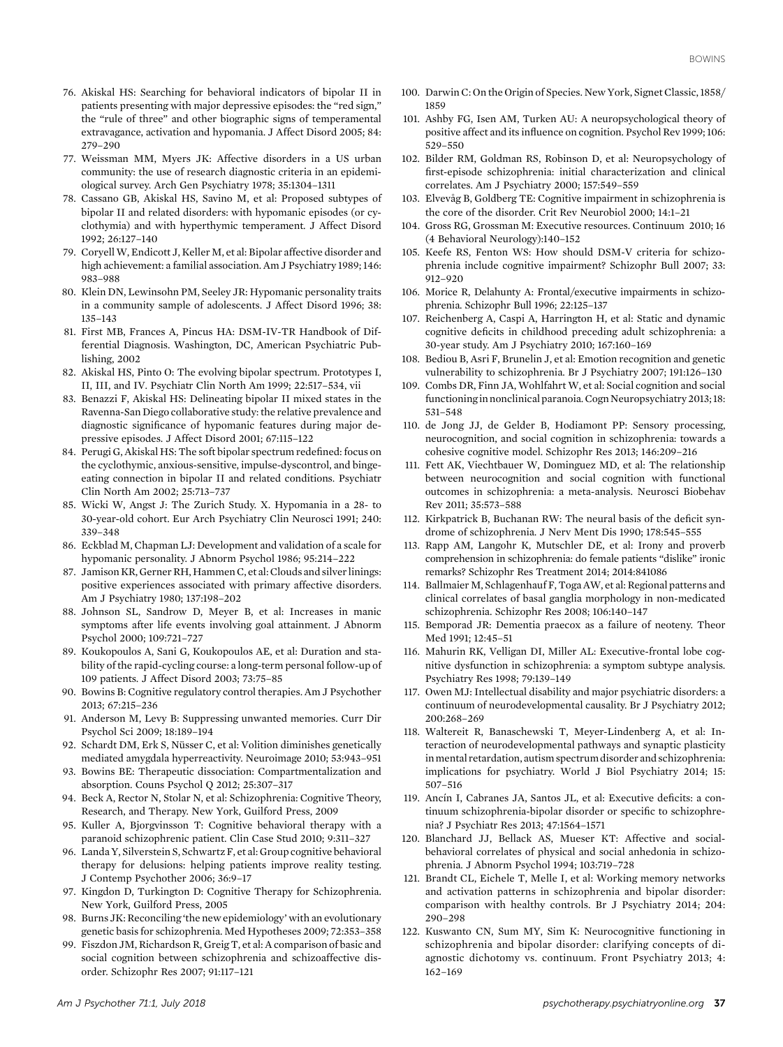76. Akiskal HS: Searching for behavioral indicators of bipolar II in patients presenting with major depressive episodes: the "red sign," the "rule of three" and other biographic signs of temperamental extravagance, activation and hypomania. J Affect Disord 2005; 84: 279–290
77. Weissman MM, Myers JK: Affective disorders in a US urban community: the use of research diagnostic criteria in an epidemiological survey. Arch Gen Psychiatry 1978; 35:1304–1311
78. Cassano GB, Akiskal HS, Savino M, et al: Proposed subtypes of bipolar II and related disorders: with hypomanic episodes (or cyclothymia) and with hyperthymic temperament. J Affect Disord 1992; 26:127–140
79. Coryell W, Endicott J, Keller M, et al: Bipolar affective disorder and high achievement: a familial association. Am J Psychiatry 1989; 146: 983–988
80. Klein DN, Lewinsohn PM, Seeley JR: Hypomanic personality traits in a community sample of adolescents. J Affect Disord 1996; 38: 135–143
81. First MB, Frances A, Pincus HA: DSM-IV-TR Handbook of Differential Diagnosis. Washington, DC, American Psychiatric Publishing, 2002
82. Akiskal HS, Pinto O: The evolving bipolar spectrum. Prototypes I, II, III, and IV. Psychiatr Clin North Am 1999; 22:517–534, vii
83. Benazzi F, Akiskal HS: Delineating bipolar II mixed states in the Ravenna-San Diego collaborative study: the relative prevalence and diagnostic significance of hypomanic features during major depressive episodes. J Affect Disord 2001; 67:115–122
84. Perugi G, Akiskal HS: The soft bipolar spectrum redefined: focus on the cyclothymic, anxious-sensitive, impulse-dyscontrol, and binge-eating connection in bipolar II and related conditions. Psychiatr Clin North Am 2002; 25:713–737
85. Wicki W, Angst J: The Zurich Study. X. Hypomania in a 28- to 30-year-old cohort. Eur Arch Psychiatry Clin Neurosci 1991; 240: 339–348
86. Eckblad M, Chapman LJ: Development and validation of a scale for hypomanic personality. J Abnorm Psychol 1986; 95:214–222
87. Jamison KR, Gerner RH, Hammen C, et al: Clouds and silver linings: positive experiences associated with primary affective disorders. Am J Psychiatry 1980; 137:198–202
88. Johnson SL, Sandrow D, Meyer B, et al: Increases in manic symptoms after life events involving goal attainment. J Abnorm Psychol 2000; 109:721–727
89. Koukopoulos A, Sani G, Koukopoulos AE, et al: Duration and stability of the rapid-cycling course: a long-term personal follow-up of 109 patients. J Affect Disord 2003; 73:75–85
90. Bowins B: Cognitive regulatory control therapies. Am J Psychother 2013; 67:215–236
91. Anderson M, Levy B: Suppressing unwanted memories. Curr Dir Psychol Sci 2009; 18:189–194
92. Schardt DM, Erk S, Nüsser C, et al: Volition diminishes genetically mediated amygdala hyperreactivity. Neuroimage 2010; 53:943–951
93. Bowins BE: Therapeutic dissociation: Compartmentalization and absorption. Couns Psychol Q 2012; 25:307–317
94. Beck A, Rector N, Stolar N, et al: Schizophrenia: Cognitive Theory, Research, and Therapy. New York, Guilford Press, 2009
95. Kuller A, Bjorgvinsson T: Cognitive behavioral therapy with a paranoid schizophrenic patient. Clin Case Stud 2010; 9:311–327
96. Landa Y, Silverstein S, Schwartz F, et al: Group cognitive behavioral therapy for delusions: helping patients improve reality testing. J Contemp Psychother 2006; 36:9–17
97. Kingdon D, Turkington D: Cognitive Therapy for Schizophrenia. New York, Guilford Press, 2005
98. Burns JK: Reconciling 'the new epidemiology' with an evolutionary genetic basis for schizophrenia. Med Hypotheses 2009; 72:353–358
99. Fiszdon JM, Richardson R, Greig T, et al: A comparison of basic and social cognition between schizophrenia and schizoaffective disorder. Schizophr Res 2007; 91:117–121
100. Darwin C: On the Origin of Species. New York, Signet Classic, 1858/1859
101. Ashby FG, Isen AM, Turken AU: A neuropsychological theory of positive affect and its influence on cognition. Psychol Rev 1999; 106: 529–550
102. Bilder RM, Goldman RS, Robinson D, et al: Neuropsychology of first-episode schizophrenia: initial characterization and clinical correlates. Am J Psychiatry 2000; 157:549–559
103. Elvevåg B, Goldberg TE: Cognitive impairment in schizophrenia is the core of the disorder. Crit Rev Neurobiol 2000; 14:1–21
104. Gross RG, Grossman M: Executive resources. Continuum 2010; 16 (4 Behavioral Neurology):140–152
105. Keefe RS, Fenton WS: How should DSM-V criteria for schizophrenia include cognitive impairment? Schizophr Bull 2007; 33: 912–920
106. Morice R, Delahunty A: Frontal/executive impairments in schizophrenia. Schizophr Bull 1996; 22:125–137
107. Reichenberg A, Caspi A, Harrington H, et al: Static and dynamic cognitive deficits in childhood preceding adult schizophrenia: a 30-year study. Am J Psychiatry 2010; 167:160–169
108. Bediou B, Asri F, Brunelin J, et al: Emotion recognition and genetic vulnerability to schizophrenia. Br J Psychiatry 2007; 191:126–130
109. Combs DR, Finn JA, Wohlfahrt W, et al: Social cognition and social functioning in nonclinical paranoia. Cogn Neuropsychiatry 2013; 18: 531–548
110. de Jong JJ, de Gelder B, Hodiamont PP: Sensory processing, neurocognition, and social cognition in schizophrenia: towards a cohesive cognitive model. Schizophr Res 2013; 146:209–216
111. Fett AK, Viechtbauer W, Dominguez MD, et al: The relationship between neurocognition and social cognition with functional outcomes in schizophrenia: a meta-analysis. Neurosci Biobehav Rev 2011; 35:573–588
112. Kirkpatrick B, Buchanan RW: The neural basis of the deficit syndrome of schizophrenia. J Nerv Ment Dis 1990; 178:545–555
113. Rapp AM, Langohr K, Mutschler DE, et al: Irony and proverb comprehension in schizophrenia: do female patients "dislike" ironic remarks? Schizophr Res Treatment 2014; 2014:841086
114. Ballmaier M, Schlagenhauf F, Toga AW, et al: Regional patterns and clinical correlates of basal ganglia morphology in non-medicated schizophrenia. Schizophr Res 2008; 106:140–147
115. Bemporad JR: Dementia praecox as a failure of neoteny. Theor Med 1991; 12:45–51
116. Mahurin RK, Velligan DI, Miller AL: Executive-frontal lobe cognitive dysfunction in schizophrenia: a symptom subtype analysis. Psychiatry Res 1998; 79:139–149
117. Owen MJ: Intellectual disability and major psychiatric disorders: a continuum of neurodevelopmental causality. Br J Psychiatry 2012; 200:268–269
118. Waltereit R, Banaschewski T, Meyer-Lindenberg A, et al: Interaction of neurodevelopmental pathways and synaptic plasticity in mental retardation, autism spectrum disorder and schizophrenia: implications for psychiatry. World J Biol Psychiatry 2014; 15: 507–516
119. Ancín I, Cabranes JA, Santos JL, et al: Executive deficits: a continuum schizophrenia-bipolar disorder or specific to schizophrenia? J Psychiatr Res 2013; 47:1564–1571
120. Blanchard JJ, Bellack AS, Mueser KT: Affective and social-behavioral correlates of physical and social anhedonia in schizophrenia. J Abnorm Psychol 1994; 103:719–728
121. Brandt CL, Eichele T, Melle I, et al: Working memory networks and activation patterns in schizophrenia and bipolar disorder: comparison with healthy controls. Br J Psychiatry 2014; 204: 290–298
122. Kuswanto CN, Sum MY, Sim K: Neurocognitive functioning in schizophrenia and bipolar disorder: clarifying concepts of diagnostic dichotomy vs. continuum. Front Psychiatry 2013; 4: 162–169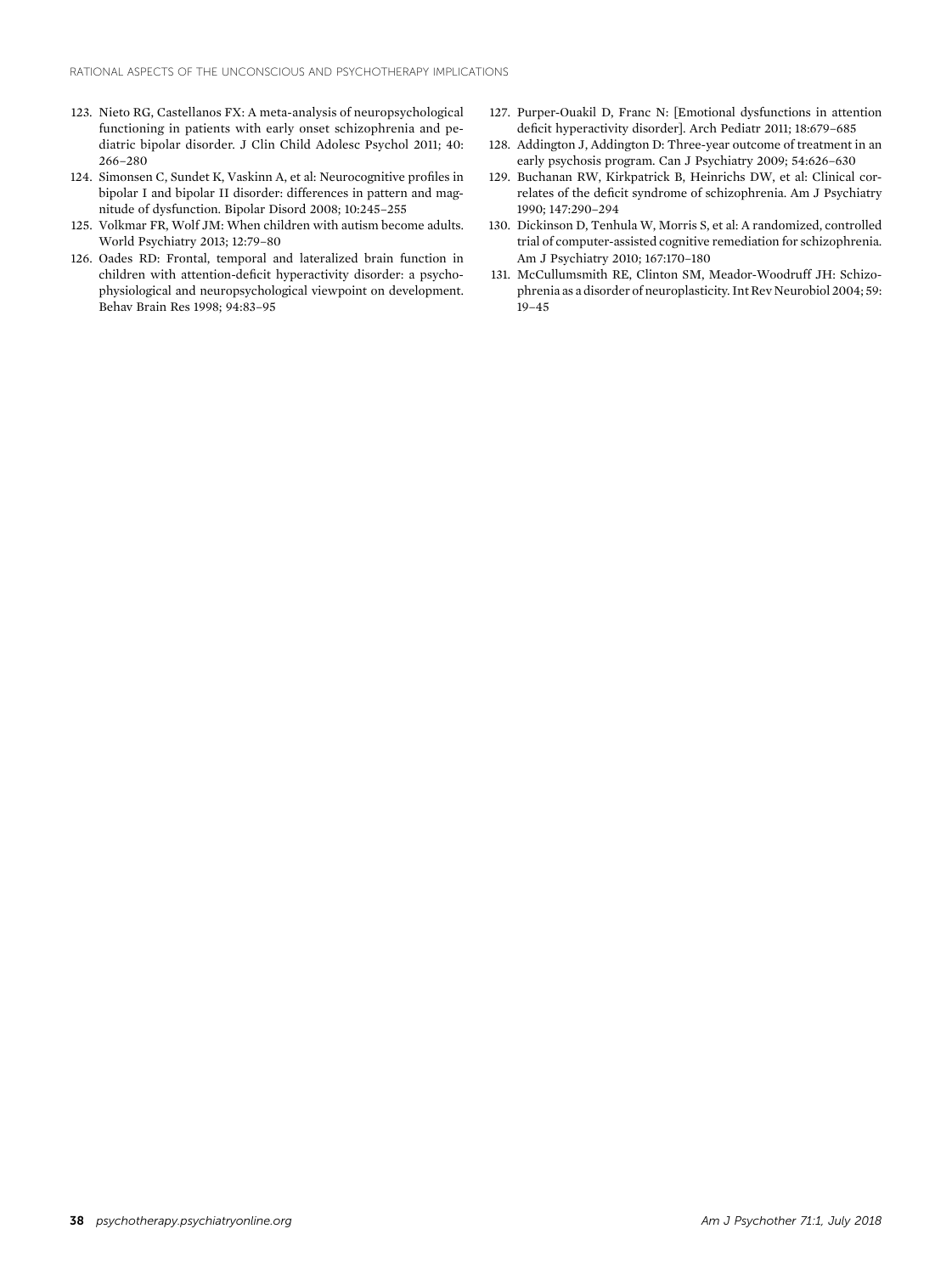123. Nieto RG, Castellanos FX: A meta-analysis of neuropsychological functioning in patients with early onset schizophrenia and pediatric bipolar disorder. J Clin Child Adolesc Psychol 2011; 40: 266–280
124. Simonsen C, Sundet K, Vaskinn A, et al: Neurocognitive profiles in bipolar I and bipolar II disorder: differences in pattern and magnitude of dysfunction. Bipolar Disord 2008; 10:245–255
125. Volkmar FR, Wolf JM: When children with autism become adults. World Psychiatry 2013; 12:79–80
126. Oades RD: Frontal, temporal and lateralized brain function in children with attention-deficit hyperactivity disorder: a psychophysiological and neuropsychological viewpoint on development. Behav Brain Res 1998; 94:83–95
127. Purper-Ouakil D, Franc N: [Emotional dysfunctions in attention deficit hyperactivity disorder]. Arch Pediatr 2011; 18:679–685
128. Addington J, Addington D: Three-year outcome of treatment in an early psychosis program. Can J Psychiatry 2009; 54:626–630
129. Buchanan RW, Kirkpatrick B, Heinrichs DW, et al: Clinical correlates of the deficit syndrome of schizophrenia. Am J Psychiatry 1990; 147:290–294
130. Dickinson D, Tenhula W, Morris S, et al: A randomized, controlled trial of computer-assisted cognitive remediation for schizophrenia. Am J Psychiatry 2010; 167:170–180
131. McCullumsmith RE, Clinton SM, Meador-Woodruff JH: Schizophrenia as a disorder of neuroplasticity. Int Rev Neurobiol 2004; 59: 19–45